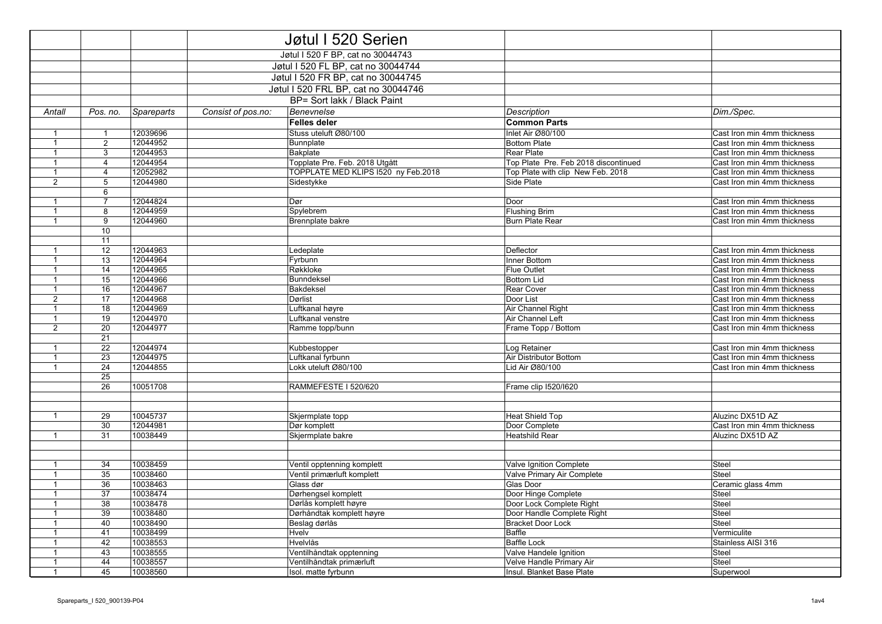# Jøtul I 520 Serien

Jøtul I 520 F BP, cat no 30044743

Jøtul I 520 FL BP, cat no 30044744

Jøtul I 520 FR BP, cat no 30044745

Jøtul I 520 FRL BP, cat no 30044746

BP= Sort lakk / Black Paint

| *Antall* | *Pos. no.* | *Spareparts* | *Consist of pos.no:* | *Benevnelse* | *Description* | *Dim./Spec.* |
|---|---|---|---|---|---|---|
| | | | | **Felles deler** | **Common Parts** | |
| 1 | 1 | 12039696 | | Stuss uteluft Ø80/100 | Inlet Air Ø80/100 | Cast Iron min 4mm thickness |
| 1 | 2 | 12044952 | | Bunnplate | Bottom Plate | Cast Iron min 4mm thickness |
| 1 | 3 | 12044953 | | Bakplate | Rear Plate | Cast Iron min 4mm thickness |
| 1 | 4 | 12044954 | | Topplate Pre. Feb. 2018 Utgått | Top Plate Pre. Feb 2018 discontinued | Cast Iron min 4mm thickness |
| 1 | 4 | 12052982 | | TOPPLATE MED KLIPS I520 ny Feb.2018 | Top Plate with clip New Feb. 2018 | Cast Iron min 4mm thickness |
| 2 | 5 | 12044980 | | Sidestykke | Side Plate | Cast Iron min 4mm thickness |
| | 6 | | | | | |
| 1 | 7 | 12044824 | | Dør | Door | Cast Iron min 4mm thickness |
| 1 | 8 | 12044959 | | Spylebrem | Flushing Brim | Cast Iron min 4mm thickness |
| 1 | 9 | 12044960 | | Brennplate bakre | Burn Plate Rear | Cast Iron min 4mm thickness |
| | 10 | | | | | |
| | 11 | | | | | |
| 1 | 12 | 12044963 | | Ledeplate | Deflector | Cast Iron min 4mm thickness |
| 1 | 13 | 12044964 | | Fyrbunn | Inner Bottom | Cast Iron min 4mm thickness |
| 1 | 14 | 12044965 | | Røkkloke | Flue Outlet | Cast Iron min 4mm thickness |
| 1 | 15 | 12044966 | | Bunndeksel | Bottom Lid | Cast Iron min 4mm thickness |
| 1 | 16 | 12044967 | | Bakdeksel | Rear Cover | Cast Iron min 4mm thickness |
| 2 | 17 | 12044968 | | Dørlist | Door List | Cast Iron min 4mm thickness |
| 1 | 18 | 12044969 | | Luftkanal høyre | Air Channel Right | Cast Iron min 4mm thickness |
| 1 | 19 | 12044970 | | Luftkanal venstre | Air Channel Left | Cast Iron min 4mm thickness |
| 2 | 20 | 12044977 | | Ramme topp/bunn | Frame Topp / Bottom | Cast Iron min 4mm thickness |
| | 21 | | | | | |
| 1 | 22 | 12044974 | | Kubbestopper | Log Retainer | Cast Iron min 4mm thickness |
| 1 | 23 | 12044975 | | Luftkanal fyrbunn | Air Distributor Bottom | Cast Iron min 4mm thickness |
| 1 | 24 | 12044855 | | Lokk uteluft Ø80/100 | Lid Air Ø80/100 | Cast Iron min 4mm thickness |
| | 25 | | | | | |
| | 26 | 10051708 | | RAMMEFESTE I 520/620 | Frame clip I520/I620 | |
| | | | | | | |
| | | | | | | |
| 1 | 29 | 10045737 | | Skjermplate topp | Heat Shield Top | Aluzinc DX51D AZ |
| | 30 | 12044981 | | Dør komplett | Door Complete | Cast Iron min 4mm thickness |
| 1 | 31 | 10038449 | | Skjermplate bakre | Heatshild Rear | Aluzinc DX51D AZ |
| | | | | | | |
| | | | | | | |
| 1 | 34 | 10038459 | | Ventil opptenning komplett | Valve Ignition Complete | Steel |
| 1 | 35 | 10038460 | | Ventil primærluft komplett | Valve Primary Air Complete | Steel |
| 1 | 36 | 10038463 | | Glass dør | Glas Door | Ceramic glass 4mm |
| 1 | 37 | 10038474 | | Dørhengsel komplett | Door Hinge Complete | Steel |
| 1 | 38 | 10038478 | | Dørlås komplett høyre | Door Lock Complete Right | Steel |
| 1 | 39 | 10038480 | | Dørhåndtak komplett høyre | Door Handle Complete Right | Steel |
| 1 | 40 | 10038490 | | Beslag dørlås | Bracket Door Lock | Steel |
| 1 | 41 | 10038499 | | Hvelv | Baffle | Vermiculite |
| 1 | 42 | 10038553 | | Hvelvlås | Baffle Lock | Stainless AISI 316 |
| 1 | 43 | 10038555 | | Ventilhåndtak opptenning | Valve Handele Ignition | Steel |
| 1 | 44 | 10038557 | | Ventilhåndtak primærluft | Velve Handle Primary Air | Steel |
| 1 | 45 | 10038560 | | Isol. matte fyrbunn | Insul. Blanket Base Plate | Superwool |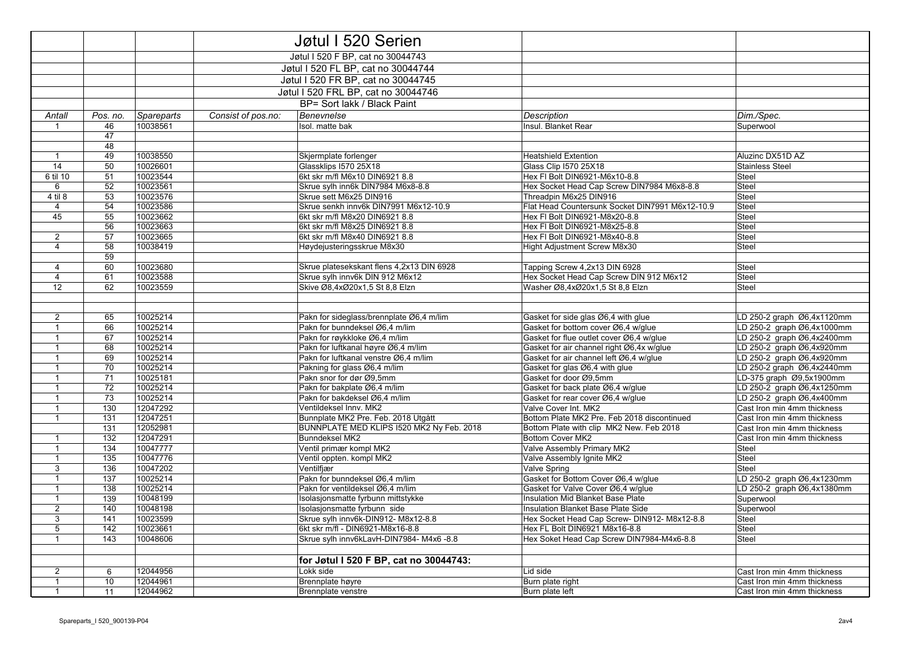| | | | | Jøtul I 520 Serien | | |
|---|---|---|---|---|---|---|
| | | | | Jøtul I 520 F BP, cat no 30044743 | | |
| | | | | Jøtul I 520 FL BP, cat no 30044744 | | |
| | | | | Jøtul I 520 FR BP, cat no 30044745 | | |
| | | | | Jøtul I 520 FRL BP, cat no 30044746 | | |
| | | | | BP= Sort lakk / Black Paint | | |
| *Antall* | *Pos. no.* | *Spareparts* | *Consist of pos.no:* | *Benevnelse* | *Description* | *Dim./Spec.* |
| 1 | 46 | 10038561 | | Isol. matte bak | Insul. Blanket Rear | Superwool |
| | 47 | | | | | |
| | 48 | | | | | |
| 1 | 49 | 10038550 | | Skjermplate forlenger | Heatshield Extention | Aluzinc DX51D AZ |
| 14 | 50 | 10026601 | | Glassklips I570 25X18 | Glass Clip I570 25X18 | Stainless Steel |
| 6 til 10 | 51 | 10023544 | | 6kt skr m/fl M6x10 DIN6921 8.8 | Hex Fl Bolt DIN6921-M6x10-8.8 | Steel |
| 6 | 52 | 10023561 | | Skrue sylh inn6k DIN7984 M6x8-8.8 | Hex Socket Head Cap Screw DIN7984 M6x8-8.8 | Steel |
| 4 til 8 | 53 | 10023576 | | Skrue sett M6x25 DIN916 | Threadpin M6x25 DIN916 | Steel |
| 4 | 54 | 10023586 | | Skrue senkh innv6k DIN7991 M6x12-10.9 | Flat Head Countersunk Socket DIN7991 M6x12-10.9 | Steel |
| 45 | 55 | 10023662 | | 6kt skr m/fl M8x20 DIN6921 8.8 | Hex Fl Bolt DIN6921-M8x20-8.8 | Steel |
| | 56 | 10023663 | | 6kt skr m/fl M8x25 DIN6921 8.8 | Hex Fl Bolt DIN6921-M8x25-8.8 | Steel |
| 2 | 57 | 10023665 | | 6kt skr m/fl M8x40 DIN6921 8.8 | Hex Fl Bolt DIN6921-M8x40-8.8 | Steel |
| 4 | 58 | 10038419 | | Høydejusteringsskrue M8x30 | Hight Adjustment Screw M8x30 | Steel |
| | 59 | | | | | |
| 4 | 60 | 10023680 | | Skrue platesekskant flens 4,2x13 DIN 6928 | Tapping Screw 4,2x13 DIN 6928 | Steel |
| 4 | 61 | 10023588 | | Skrue sylh innv6k DIN 912 M6x12 | Hex Socket Head Cap Screw DIN 912 M6x12 | Steel |
| 12 | 62 | 10023559 | | Skive Ø8,4xØ20x1,5 St 8,8 Elzn | Washer Ø8,4xØ20x1,5 St 8,8 Elzn | Steel |
| | | | | | | |
| | | | | | | |
| 2 | 65 | 10025214 | | Pakn for sideglass/brennplate Ø6,4 m/lim | Gasket for side glas Ø6,4 with glue | LD 250-2 graph Ø6,4x1120mm |
| 1 | 66 | 10025214 | | Pakn for bunndeksel Ø6,4 m/lim | Gasket for bottom cover Ø6,4 w/glue | LD 250-2 graph Ø6,4x1000mm |
| 1 | 67 | 10025214 | | Pakn for røykkloke Ø6,4 m/lim | Gasket for flue outlet cover Ø6,4 w/glue | LD 250-2 graph Ø6,4x2400mm |
| 1 | 68 | 10025214 | | Pakn for luftkanal høyre Ø6,4 m/lim | Gasket for air channel right Ø6,4x w/glue | LD 250-2 graph Ø6,4x920mm |
| 1 | 69 | 10025214 | | Pakn for luftkanal venstre Ø6,4 m/lim | Gasket for air channel left Ø6,4 w/glue | LD 250-2 graph Ø6,4x920mm |
| 1 | 70 | 10025214 | | Pakning for glass Ø6,4 m/lim | Gasket for glas Ø6,4 with glue | LD 250-2 graph Ø6,4x2440mm |
| 1 | 71 | 10025181 | | Pakn snor for dør Ø9,5mm | Gasket for door Ø9,5mm | LD-375 graph Ø9,5x1900mm |
| 1 | 72 | 10025214 | | Pakn for bakplate Ø6,4 m/lim | Gasket for back plate Ø6,4 w/glue | LD 250-2 graph Ø6,4x1250mm |
| 1 | 73 | 10025214 | | Pakn for bakdeksel Ø6,4 m/lim | Gasket for rear cover Ø6,4 w/glue | LD 250-2 graph Ø6,4x400mm |
| 1 | 130 | 12047292 | | Ventildeksel Innv. MK2 | Valve Cover Int. MK2 | Cast Iron min 4mm thickness |
| 1 | 131 | 12047251 | | Bunnplate MK2 Pre. Feb. 2018 Utgått | Bottom Plate MK2 Pre. Feb 2018 discontinued | Cast Iron min 4mm thickness |
| | 131 | 12052981 | | BUNNPLATE MED KLIPS I520 MK2 Ny Feb. 2018 | Bottom Plate with clip MK2 New. Feb 2018 | Cast Iron min 4mm thickness |
| 1 | 132 | 12047291 | | Bunndeksel MK2 | Bottom Cover MK2 | Cast Iron min 4mm thickness |
| 1 | 134 | 10047777 | | Ventil primær kompl MK2 | Valve Assembly Primary MK2 | Steel |
| 1 | 135 | 10047776 | | Ventil oppten. kompl MK2 | Valve Assembly Ignite MK2 | Steel |
| 3 | 136 | 10047202 | | Ventilfjær | Valve Spring | Steel |
| 1 | 137 | 10025214 | | Pakn for bunndeksel Ø6,4 m/lim | Gasket for Bottom Cover Ø6,4 w/glue | LD 250-2 graph Ø6,4x1230mm |
| 1 | 138 | 10025214 | | Pakn for ventildeksel Ø6,4 m/lim | Gasket for Valve Cover Ø6,4 w/glue | LD 250-2 graph Ø6,4x1380mm |
| 1 | 139 | 10048199 | | Isolasjonsmatte fyrbunn mittstykke | Insulation Mid Blanket Base Plate | Superwool |
| 2 | 140 | 10048198 | | Isolasjonsmatte fyrbunn side | Insulation Blanket Base Plate Side | Superwool |
| 3 | 141 | 10023599 | | Skrue sylh innv6k-DIN912- M8x12-8.8 | Hex Socket Head Cap Screw- DIN912- M8x12-8.8 | Steel |
| 5 | 142 | 10023661 | | 6kt skr m/fl - DIN6921-M8x16-8.8 | Hex FL Bolt DIN6921 M8x16-8.8 | Steel |
| 1 | 143 | 10048606 | | Skrue sylh innv6kLavH-DIN7984- M4x6 -8.8 | Hex Soket Head Cap Screw DIN7984-M4x6-8.8 | Steel |
| | | | | | | |
| | | | | **for Jøtul I 520 F BP, cat no 30044743:** | | |
| 2 | 6 | 12044956 | | Lokk side | Lid side | Cast Iron min 4mm thickness |
| 1 | 10 | 12044961 | | Brennplate høyre | Burn plate right | Cast Iron min 4mm thickness |
| 1 | 11 | 12044962 | | Brennplate venstre | Burn plate left | Cast Iron min 4mm thickness |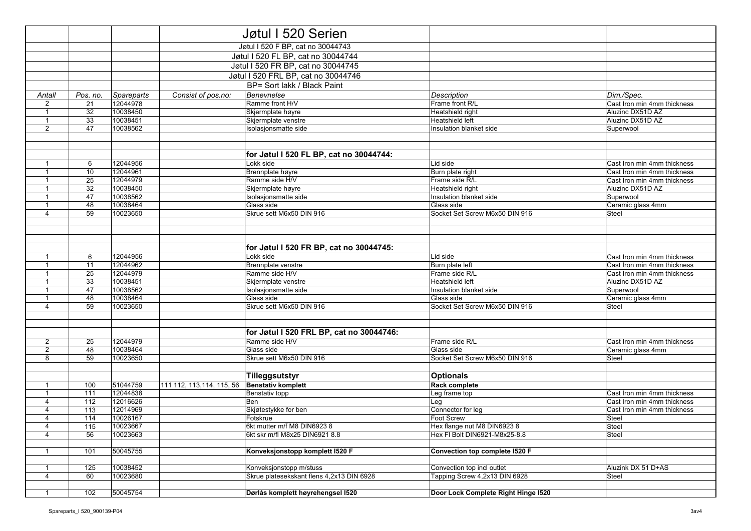# Jøtul I 520 Serien

Jøtul I 520 F BP, cat no 30044743

Jøtul I 520 FL BP, cat no 30044744

Jøtul I 520 FR BP, cat no 30044745

Jøtul I 520 FRL BP, cat no 30044746

BP= Sort lakk / Black Paint

| Antall | Pos. no. | Spareparts | Consist of pos.no: | Benevnelse | Description | Dim./Spec. |
|---|---|---|---|---|---|---|
| 2 | 21 | 12044978 | | Ramme front H/V | Frame front R/L | Cast Iron min 4mm thickness |
| 1 | 32 | 10038450 | | Skjermplate høyre | Heatshield right | Aluzinc DX51D AZ |
| 1 | 33 | 10038451 | | Skjermplate venstre | Heatshield left | Aluzinc DX51D AZ |
| 2 | 47 | 10038562 | | Isolasjonsmatte side | Insulation blanket side | Superwool |
| | | | | | | |
| | | | | **for Jøtul I 520 FL BP, cat no 30044744:** | | |
| 1 | 6 | 12044956 | | Lokk side | Lid side | Cast Iron min 4mm thickness |
| 1 | 10 | 12044961 | | Brennplate høyre | Burn plate right | Cast Iron min 4mm thickness |
| 1 | 25 | 12044979 | | Ramme side H/V | Frame side R/L | Cast Iron min 4mm thickness |
| 1 | 32 | 10038450 | | Skjermplate høyre | Heatshield right | Aluzinc DX51D AZ |
| 1 | 47 | 10038562 | | Isolasjonsmatte side | Insulation blanket side | Superwool |
| 1 | 48 | 10038464 | | Glass side | Glass side | Ceramic glass 4mm |
| 4 | 59 | 10023650 | | Skrue sett M6x50 DIN 916 | Socket Set Screw M6x50 DIN 916 | Steel |
| | | | | | | |
| | | | | **for Jøtul I 520 FR BP, cat no 30044745:** | | |
| 1 | 6 | 12044956 | | Lokk side | Lid side | Cast Iron min 4mm thickness |
| 1 | 11 | 12044962 | | Brennplate venstre | Burn plate left | Cast Iron min 4mm thickness |
| 1 | 25 | 12044979 | | Ramme side H/V | Frame side R/L | Cast Iron min 4mm thickness |
| 1 | 33 | 10038451 | | Skjermplate venstre | Heatshield left | Aluzinc DX51D AZ |
| 1 | 47 | 10038562 | | Isolasjonsmatte side | Insulation blanket side | Superwool |
| 1 | 48 | 10038464 | | Glass side | Glass side | Ceramic glass 4mm |
| 4 | 59 | 10023650 | | Skrue sett M6x50 DIN 916 | Socket Set Screw M6x50 DIN 916 | Steel |
| | | | | | | |
| | | | | **for Jøtul I 520 FRL BP, cat no 30044746:** | | |
| 2 | 25 | 12044979 | | Ramme side H/V | Frame side R/L | Cast Iron min 4mm thickness |
| 2 | 48 | 10038464 | | Glass side | Glass side | Ceramic glass 4mm |
| 8 | 59 | 10023650 | | Skrue sett M6x50 DIN 916 | Socket Set Screw M6x50 DIN 916 | Steel |
| | | | | | | |
| | | | | **Tilleggsutstyr** | **Optionals** | |
| 1 | 100 | 51044759 | 111 112, 113,114, 115, 56 | **Benstativ komplett** | **Rack complete** | |
| 1 | 111 | 12044838 | | Benstativ topp | Leg frame top | Cast Iron min 4mm thickness |
| 4 | 112 | 12016626 | | Ben | Leg | Cast Iron min 4mm thickness |
| 4 | 113 | 12014969 | | Skjøtestykke for ben | Connector for leg | Cast Iron min 4mm thickness |
| 4 | 114 | 10026167 | | Fotskrue | Foot Screw | Steel |
| 4 | 115 | 10023667 | | 6kt mutter m/f M8 DIN6923 8 | Hex flange nut M8 DIN6923 8 | Steel |
| 4 | 56 | 10023663 | | 6kt skr m/fl M8x25 DIN6921 8.8 | Hex Fl Bolt DIN6921-M8x25-8.8 | Steel |
| | | | | | | |
| 1 | 101 | 50045755 | | **Konveksjonstopp komplett I520 F** | **Convection top complete I520 F** | |
| | | | | | | |
| 1 | 125 | 10038452 | | Konveksjonstopp m/stuss | Convection top incl outlet | Aluzink DX 51 D+AS |
| 4 | 60 | 10023680 | | Skrue platesekskant flens 4,2x13 DIN 6928 | Tapping Screw 4,2x13 DIN 6928 | Steel |
| | | | | | | |
| 1 | 102 | 50045754 | | **Dørlås komplett høyrehengsel I520** | **Door Lock Complete Right Hinge I520** | |

Spareparts_I 520_900139-P04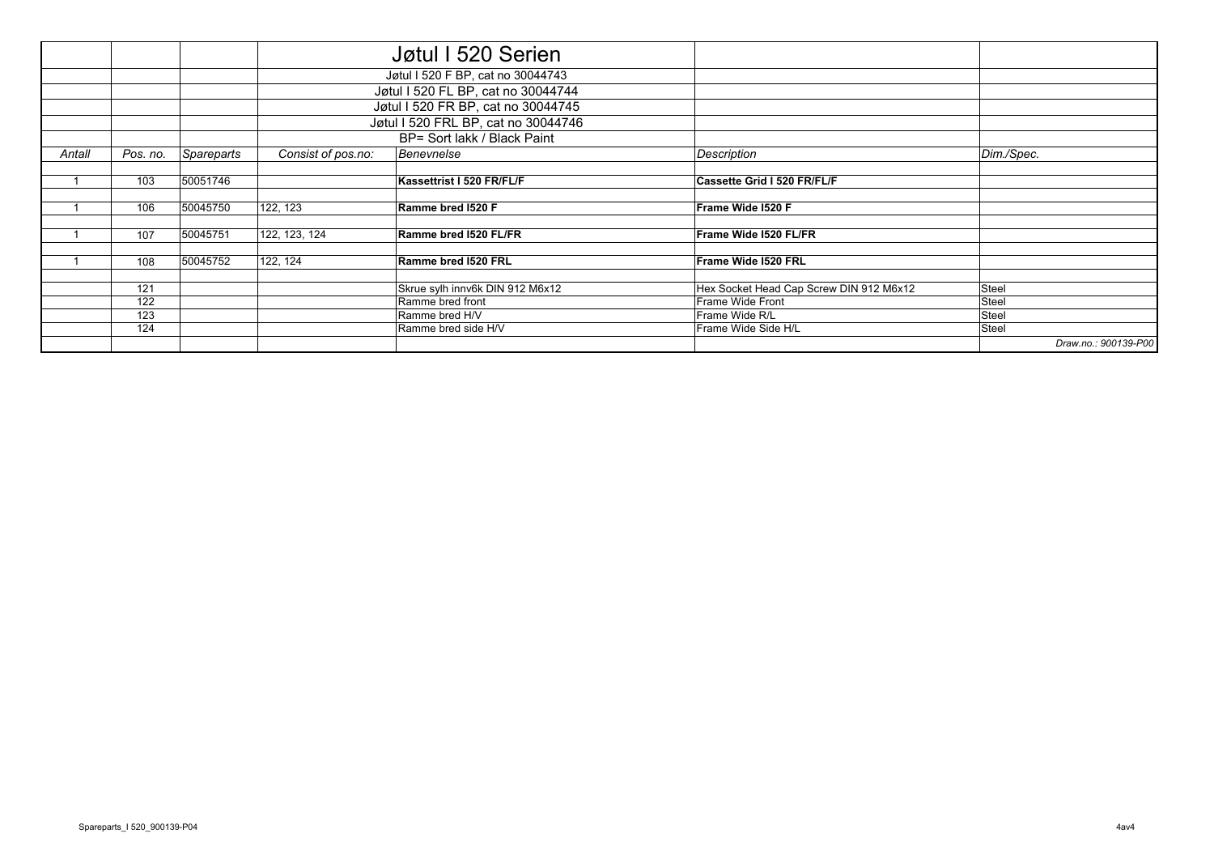| | | | | | | |
|---|---|---|---|---|---|---|
| | | | **Jøtul I 520 Serien** | | | |
| | | | Jøtul I 520 F BP, cat no 30044743 | | | |
| | | | Jøtul I 520 FL BP, cat no 30044744 | | | |
| | | | Jøtul I 520 FR BP, cat no 30044745 | | | |
| | | | Jøtul I 520 FRL BP, cat no 30044746 | | | |
| | | | BP= Sort lakk / Black Paint | | | |
| *Antall* | *Pos. no.* | *Spareparts* | *Consist of pos.no:* | *Benevnelse* | *Description* | *Dim./Spec.* |
| 1 | 103 | 50051746 | | **Kassettrist I 520 FR/FL/F** | **Cassette Grid I 520 FR/FL/F** | |
| 1 | 106 | 50045750 | 122, 123 | **Ramme bred I520 F** | **Frame Wide I520 F** | |
| 1 | 107 | 50045751 | 122, 123, 124 | **Ramme bred I520 FL/FR** | **Frame Wide I520 FL/FR** | |
| 1 | 108 | 50045752 | 122, 124 | **Ramme bred I520 FRL** | **Frame Wide I520 FRL** | |
| | 121 | | | Skrue sylh innv6k DIN 912 M6x12 | Hex Socket Head Cap Screw DIN 912 M6x12 | Steel |
| | 122 | | | Ramme bred front | Frame Wide Front | Steel |
| | 123 | | | Ramme bred H/V | Frame Wide R/L | Steel |
| | 124 | | | Ramme bred side H/V | Frame Wide Side H/L | Steel |
| | | | | | | *Draw.no.: 900139-P00* |

Spareparts_I 520_900139-P04